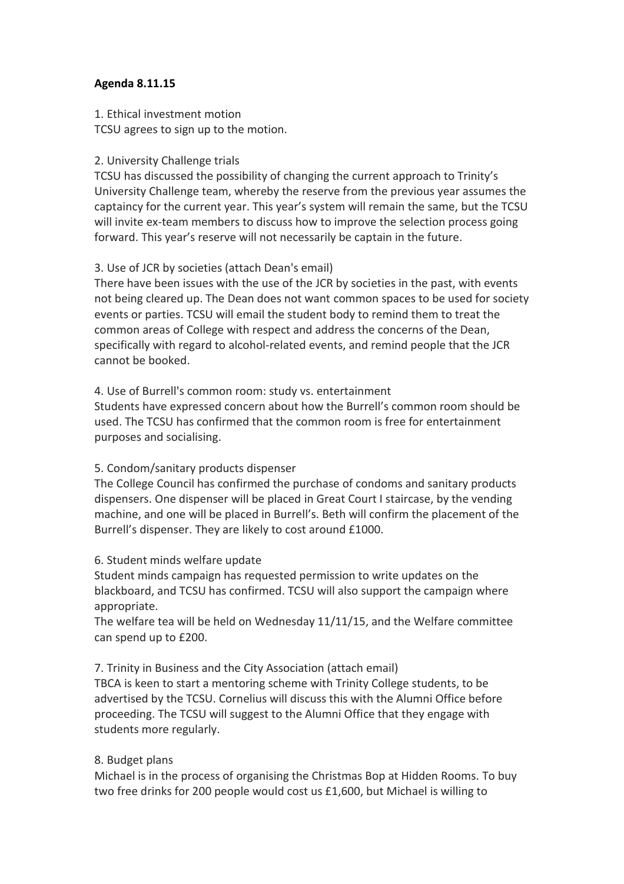**Agenda 8.11.15**

1. Ethical investment motion
TCSU agrees to sign up to the motion.

2. University Challenge trials
TCSU has discussed the possibility of changing the current approach to Trinity's University Challenge team, whereby the reserve from the previous year assumes the captaincy for the current year. This year's system will remain the same, but the TCSU will invite ex-team members to discuss how to improve the selection process going forward. This year's reserve will not necessarily be captain in the future.

3. Use of JCR by societies (attach Dean's email)
There have been issues with the use of the JCR by societies in the past, with events not being cleared up. The Dean does not want common spaces to be used for society events or parties. TCSU will email the student body to remind them to treat the common areas of College with respect and address the concerns of the Dean, specifically with regard to alcohol-related events, and remind people that the JCR cannot be booked.

4. Use of Burrell's common room: study vs. entertainment
Students have expressed concern about how the Burrell's common room should be used. The TCSU has confirmed that the common room is free for entertainment purposes and socialising.

5. Condom/sanitary products dispenser
The College Council has confirmed the purchase of condoms and sanitary products dispensers. One dispenser will be placed in Great Court I staircase, by the vending machine, and one will be placed in Burrell's. Beth will confirm the placement of the Burrell's dispenser. They are likely to cost around £1000.

6. Student minds welfare update
Student minds campaign has requested permission to write updates on the blackboard, and TCSU has confirmed. TCSU will also support the campaign where appropriate.
The welfare tea will be held on Wednesday 11/11/15, and the Welfare committee can spend up to £200.

7. Trinity in Business and the City Association (attach email)
TBCA is keen to start a mentoring scheme with Trinity College students, to be advertised by the TCSU. Cornelius will discuss this with the Alumni Office before proceeding. The TCSU will suggest to the Alumni Office that they engage with students more regularly.

8. Budget plans
Michael is in the process of organising the Christmas Bop at Hidden Rooms. To buy two free drinks for 200 people would cost us £1,600, but Michael is willing to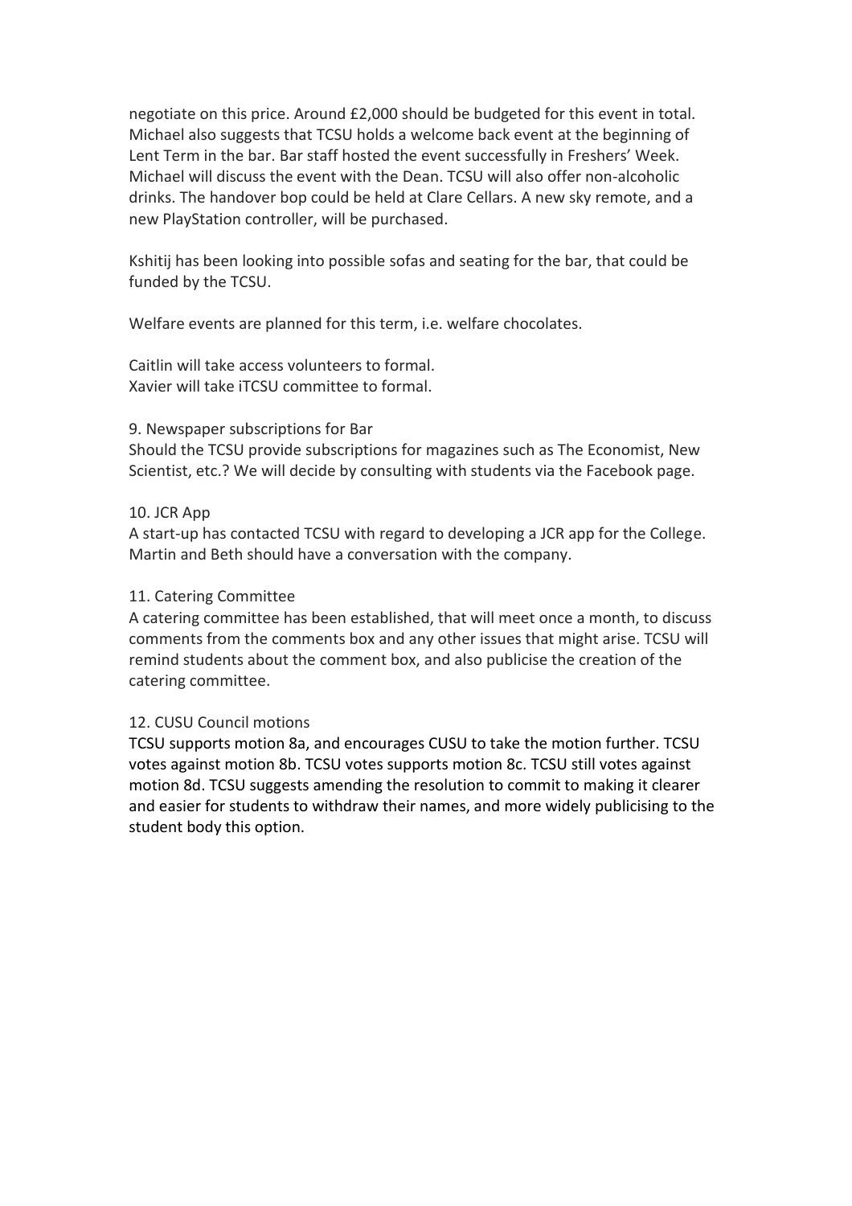negotiate on this price. Around £2,000 should be budgeted for this event in total. Michael also suggests that TCSU holds a welcome back event at the beginning of Lent Term in the bar. Bar staff hosted the event successfully in Freshers' Week. Michael will discuss the event with the Dean. TCSU will also offer non-alcoholic drinks. The handover bop could be held at Clare Cellars. A new sky remote, and a new PlayStation controller, will be purchased.

Kshitij has been looking into possible sofas and seating for the bar, that could be funded by the TCSU.

Welfare events are planned for this term, i.e. welfare chocolates.

Caitlin will take access volunteers to formal.
Xavier will take iTCSU committee to formal.

9. Newspaper subscriptions for Bar
Should the TCSU provide subscriptions for magazines such as The Economist, New Scientist, etc.? We will decide by consulting with students via the Facebook page.

10. JCR App
A start-up has contacted TCSU with regard to developing a JCR app for the College. Martin and Beth should have a conversation with the company.

11. Catering Committee
A catering committee has been established, that will meet once a month, to discuss comments from the comments box and any other issues that might arise. TCSU will remind students about the comment box, and also publicise the creation of the catering committee.

12. CUSU Council motions
TCSU supports motion 8a, and encourages CUSU to take the motion further. TCSU votes against motion 8b. TCSU votes supports motion 8c. TCSU still votes against motion 8d. TCSU suggests amending the resolution to commit to making it clearer and easier for students to withdraw their names, and more widely publicising to the student body this option.